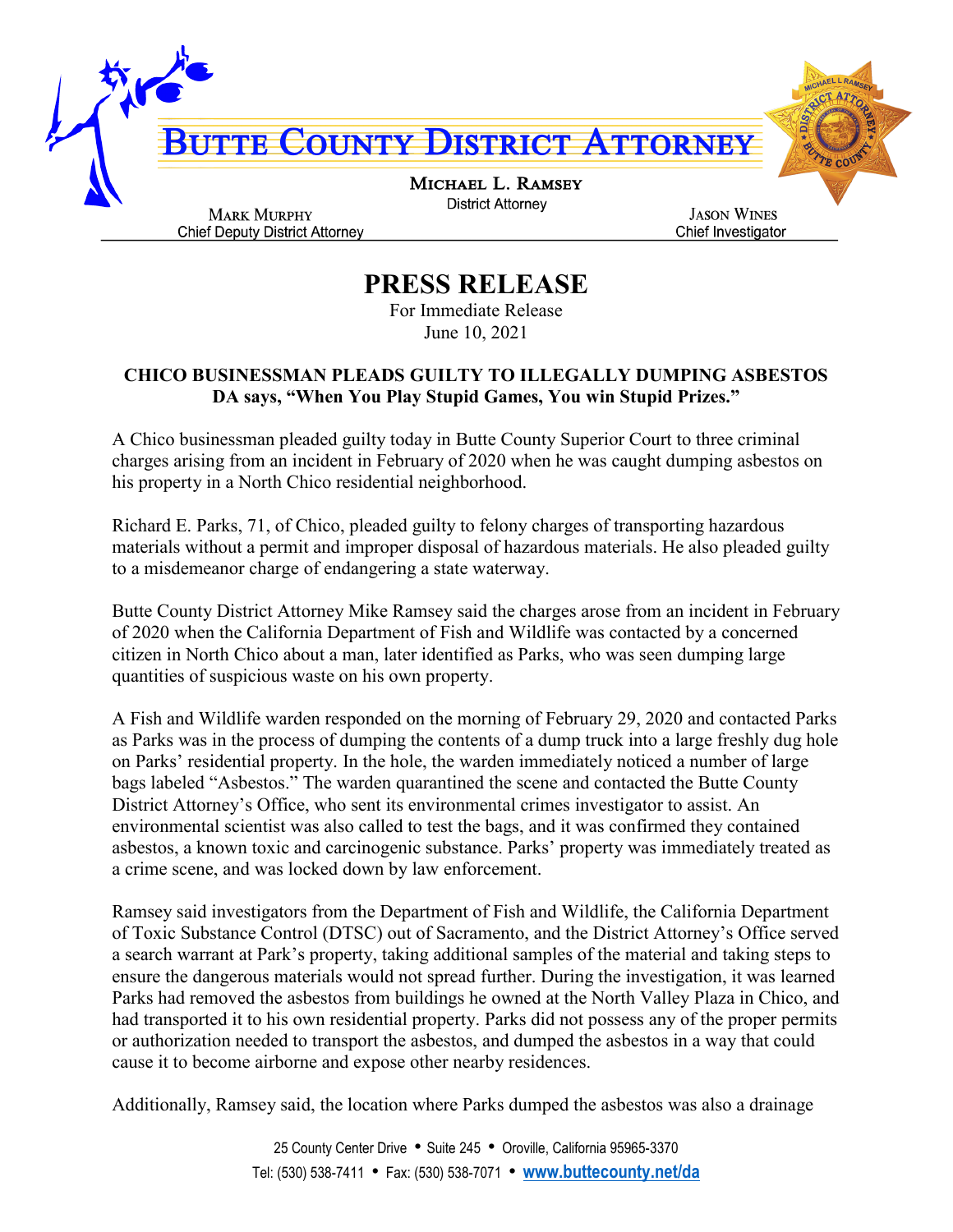# BUTTE COUNTY DISTRICT ATTORNEY

**MICHAEL L. RAMSEY**
District Attorney

MARK MURPHY
Chief Deputy District Attorney

JASON WINES
Chief Investigator

## PRESS RELEASE

For Immediate Release
June 10, 2021

**CHICO BUSINESSMAN PLEADS GUILTY TO ILLEGALLY DUMPING ASBESTOS**
**DA says, "When You Play Stupid Games, You win Stupid Prizes."**

A Chico businessman pleaded guilty today in Butte County Superior Court to three criminal charges arising from an incident in February of 2020 when he was caught dumping asbestos on his property in a North Chico residential neighborhood.

Richard E. Parks, 71, of Chico, pleaded guilty to felony charges of transporting hazardous materials without a permit and improper disposal of hazardous materials. He also pleaded guilty to a misdemeanor charge of endangering a state waterway.

Butte County District Attorney Mike Ramsey said the charges arose from an incident in February of 2020 when the California Department of Fish and Wildlife was contacted by a concerned citizen in North Chico about a man, later identified as Parks, who was seen dumping large quantities of suspicious waste on his own property.

A Fish and Wildlife warden responded on the morning of February 29, 2020 and contacted Parks as Parks was in the process of dumping the contents of a dump truck into a large freshly dug hole on Parks' residential property. In the hole, the warden immediately noticed a number of large bags labeled "Asbestos." The warden quarantined the scene and contacted the Butte County District Attorney's Office, who sent its environmental crimes investigator to assist. An environmental scientist was also called to test the bags, and it was confirmed they contained asbestos, a known toxic and carcinogenic substance. Parks' property was immediately treated as a crime scene, and was locked down by law enforcement.

Ramsey said investigators from the Department of Fish and Wildlife, the California Department of Toxic Substance Control (DTSC) out of Sacramento, and the District Attorney's Office served a search warrant at Park's property, taking additional samples of the material and taking steps to ensure the dangerous materials would not spread further. During the investigation, it was learned Parks had removed the asbestos from buildings he owned at the North Valley Plaza in Chico, and had transported it to his own residential property. Parks did not possess any of the proper permits or authorization needed to transport the asbestos, and dumped the asbestos in a way that could cause it to become airborne and expose other nearby residences.

Additionally, Ramsey said, the location where Parks dumped the asbestos was also a drainage

25 County Center Drive • Suite 245 • Oroville, California 95965-3370
Tel: (530) 538-7411 • Fax: (530) 538-7071 • www.buttecounty.net/da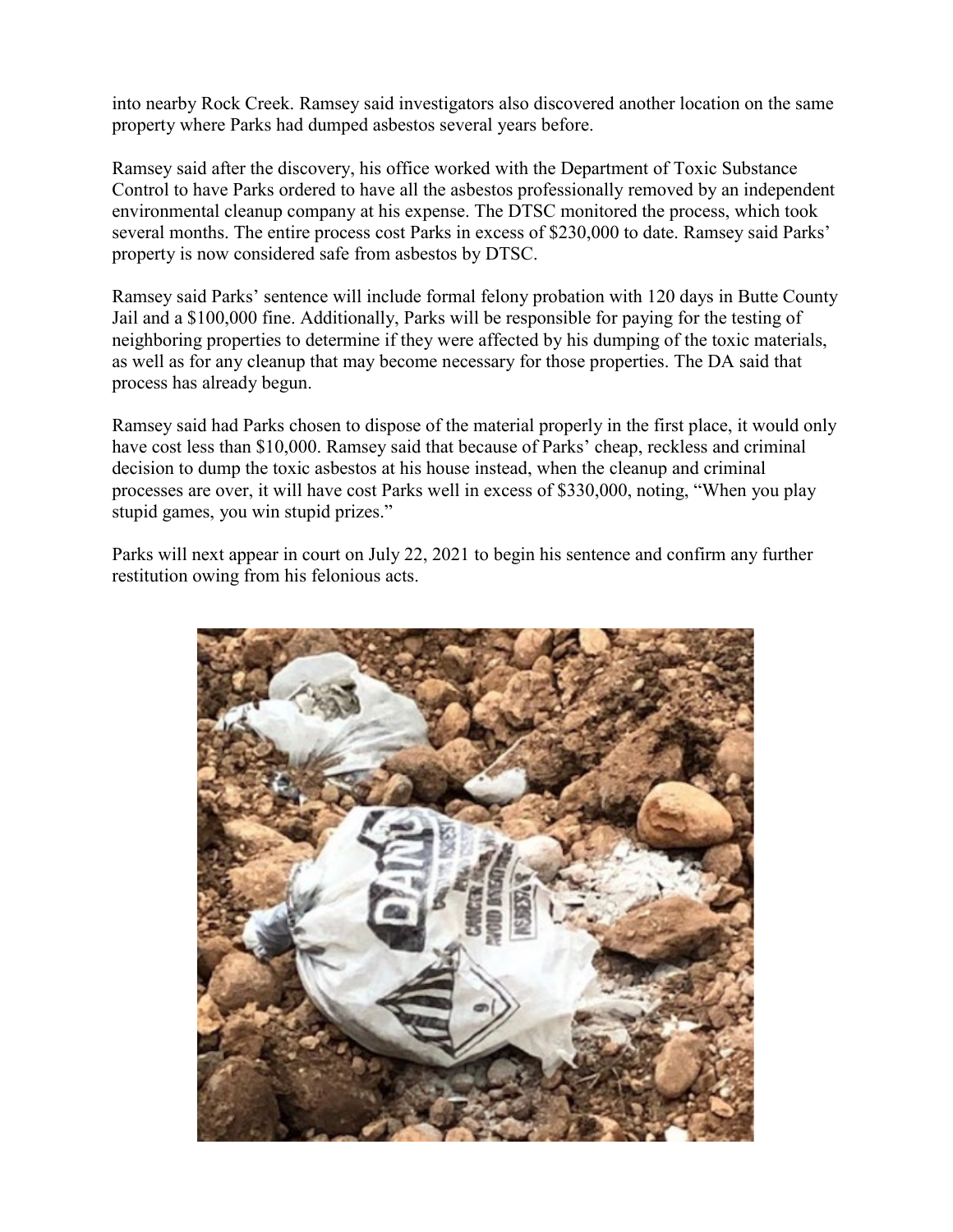into nearby Rock Creek. Ramsey said investigators also discovered another location on the same property where Parks had dumped asbestos several years before.

Ramsey said after the discovery, his office worked with the Department of Toxic Substance Control to have Parks ordered to have all the asbestos professionally removed by an independent environmental cleanup company at his expense. The DTSC monitored the process, which took several months. The entire process cost Parks in excess of $230,000 to date. Ramsey said Parks' property is now considered safe from asbestos by DTSC.

Ramsey said Parks' sentence will include formal felony probation with 120 days in Butte County Jail and a $100,000 fine. Additionally, Parks will be responsible for paying for the testing of neighboring properties to determine if they were affected by his dumping of the toxic materials, as well as for any cleanup that may become necessary for those properties. The DA said that process has already begun.

Ramsey said had Parks chosen to dispose of the material properly in the first place, it would only have cost less than $10,000. Ramsey said that because of Parks' cheap, reckless and criminal decision to dump the toxic asbestos at his house instead, when the cleanup and criminal processes are over, it will have cost Parks well in excess of $330,000, noting, "When you play stupid games, you win stupid prizes."

Parks will next appear in court on July 22, 2021 to begin his sentence and confirm any further restitution owing from his felonious acts.